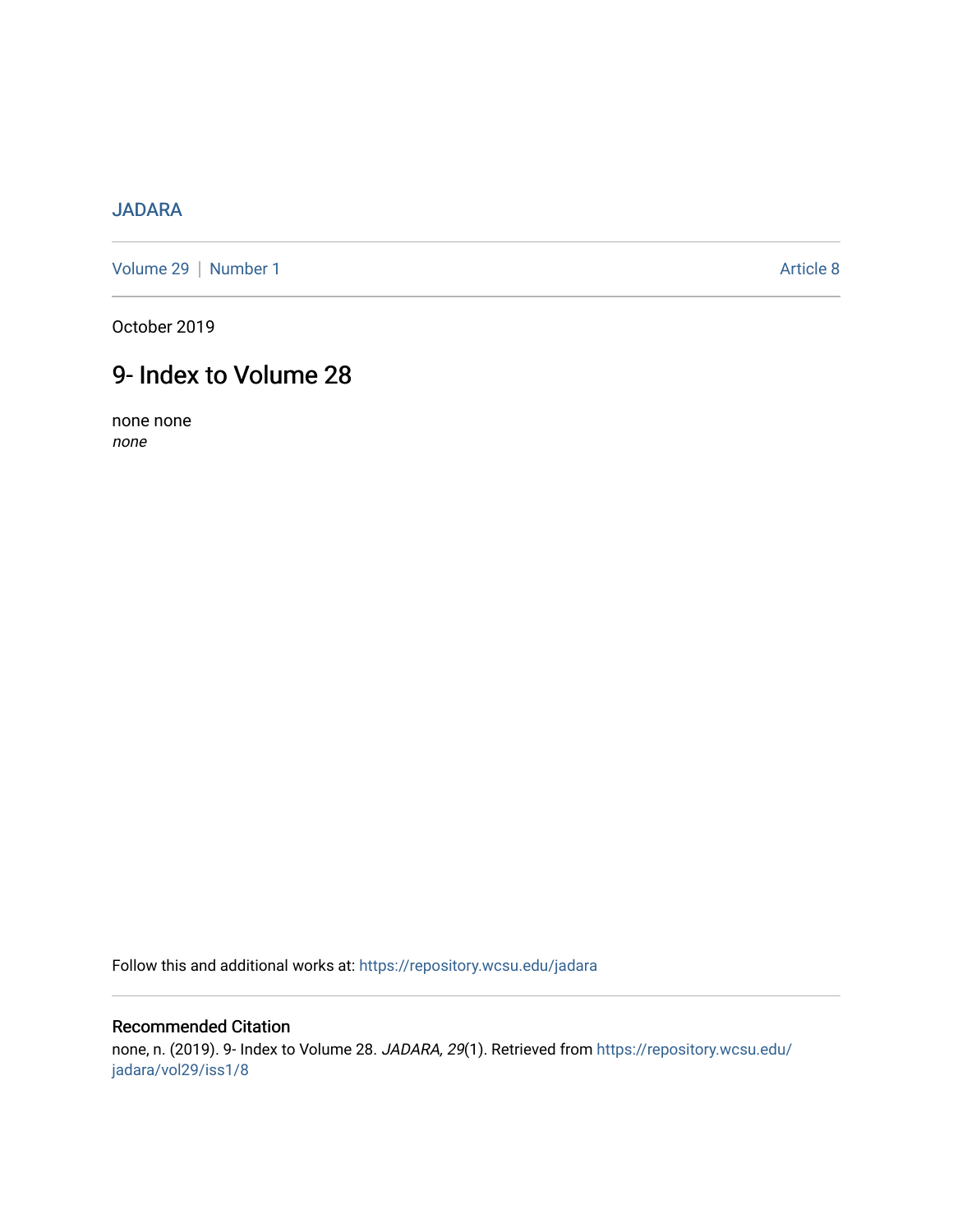JADARA

Volume 29 | Number 1

Article 8

October 2019

# 9- Index to Volume 28

none none
*none*

Follow this and additional works at: https://repository.wcsu.edu/jadara

## Recommended Citation

none, n. (2019). 9- Index to Volume 28. *JADARA, 29*(1). Retrieved from https://repository.wcsu.edu/jadara/vol29/iss1/8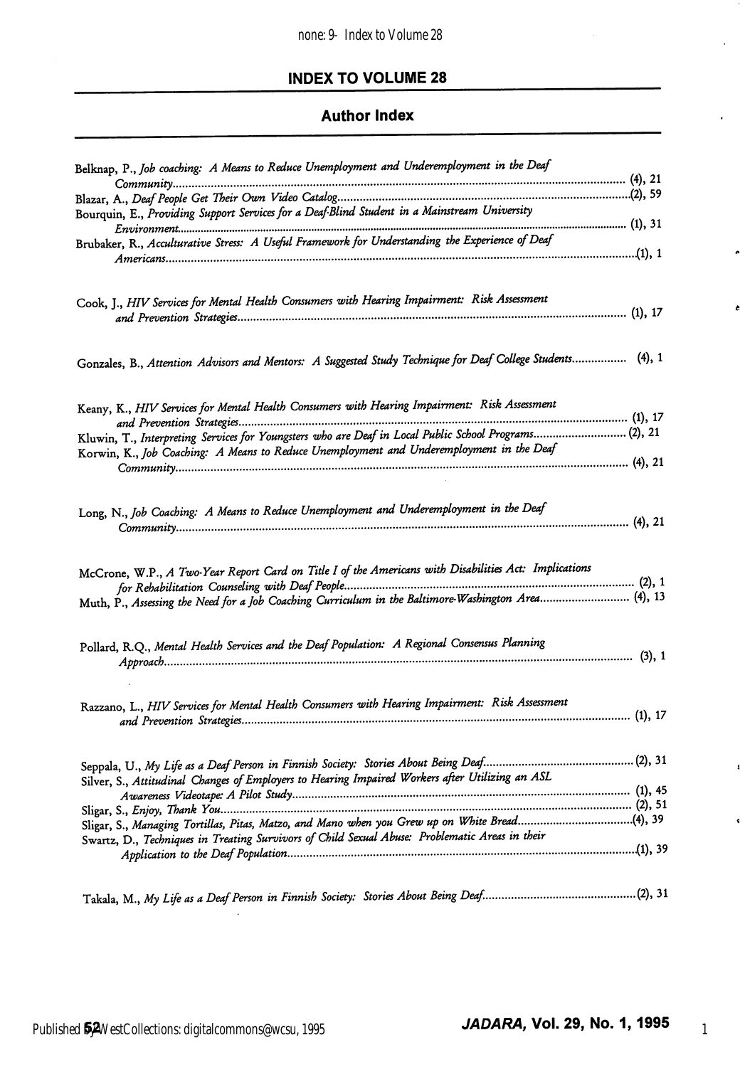# INDEX TO VOLUME 28

## Author Index

Belknap, P., *Job coaching: A Means to Reduce Unemployment and Underemployment in the Deaf Community*.......... (4), 21

Blazar, A., *Deaf People Get Their Own Video Catalog*.......... (2), 59

Bourquin, E., *Providing Support Services for a Deaf-Blind Student in a Mainstream University Environment*.......... (1), 31

Brubaker, R., *Acculturative Stress: A Useful Framework for Understanding the Experience of Deaf Americans*.......... (1), 1

Cook, J., *HIV Services for Mental Health Consumers with Hearing Impairment: Risk Assessment and Prevention Strategies*.......... (1), 17

Gonzales, B., *Attention Advisors and Mentors: A Suggested Study Technique for Deaf College Students*.......... (4), 1

Keany, K., *HIV Services for Mental Health Consumers with Hearing Impairment: Risk Assessment and Prevention Strategies*.......... (1), 17

Kluwin, T., *Interpreting Services for Youngsters who are Deaf in Local Public School Programs*.......... (2), 21

Korwin, K., *Job Coaching: A Means to Reduce Unemployment and Underemployment in the Deaf Community*.......... (4), 21

Long, N., *Job Coaching: A Means to Reduce Unemployment and Underemployment in the Deaf Community*.......... (4), 21

McCrone, W.P., *A Two-Year Report Card on Title I of the Americans with Disabilities Act: Implications for Rehabilitation Counseling with Deaf People*.......... (2), 1

Muth, P., *Assessing the Need for a Job Coaching Curriculum in the Baltimore-Washington Area*.......... (4), 13

Pollard, R.Q., *Mental Health Services and the Deaf Population: A Regional Consensus Planning Approach*.......... (3), 1

Razzano, L., *HIV Services for Mental Health Consumers with Hearing Impairment: Risk Assessment and Prevention Strategies*.......... (1), 17

Seppala, U., *My Life as a Deaf Person in Finnish Society: Stories About Being Deaf*.......... (2), 31

Silver, S., *Attitudinal Changes of Employers to Hearing Impaired Workers after Utilizing an ASL Awareness Videotape: A Pilot Study*.......... (1), 45

Sligar, S., *Enjoy, Thank You*.......... (2), 51

Sligar, S., *Managing Tortillas, Pitas, Matzo, and Mano when you Grew up on White Bread*.......... (4), 39

Swartz, D., *Techniques in Treating Survivors of Child Sexual Abuse: Problematic Areas in their Application to the Deaf Population*.......... (1), 39

Takala, M., *My Life as a Deaf Person in Finnish Society: Stories About Being Deaf*.......... (2), 31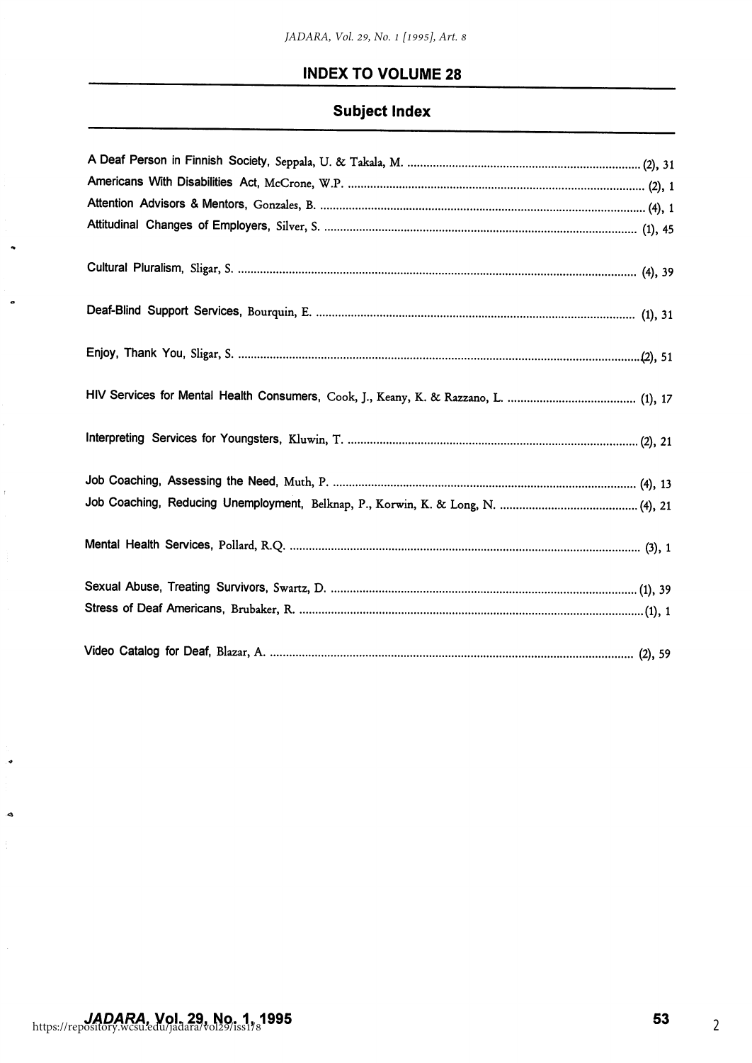## INDEX TO VOLUME 28

### Subject Index

A Deaf Person in Finnish Society, Seppala, U. & Takala, M. .......... (2), 31
Americans With Disabilities Act, McCrone, W.P. .......... (2), 1
Attention Advisors & Mentors, Gonzales, B. .......... (4), 1
Attitudinal Changes of Employers, Silver, S. .......... (1), 45

Cultural Pluralism, Sligar, S. .......... (4), 39

Deaf-Blind Support Services, Bourquin, E. .......... (1), 31

Enjoy, Thank You, Sligar, S. .......... (2), 51

HIV Services for Mental Health Consumers, Cook, J., Keany, K. & Razzano, L. .......... (1), 17

Interpreting Services for Youngsters, Kluwin, T. .......... (2), 21

Job Coaching, Assessing the Need, Muth, P. .......... (4), 13
Job Coaching, Reducing Unemployment, Belknap, P., Korwin, K. & Long, N. .......... (4), 21

Mental Health Services, Pollard, R.Q. .......... (3), 1

Sexual Abuse, Treating Survivors, Swartz, D. .......... (1), 39
Stress of Deaf Americans, Brubaker, R. .......... (1), 1

Video Catalog for Deaf, Blazar, A. .......... (2), 59